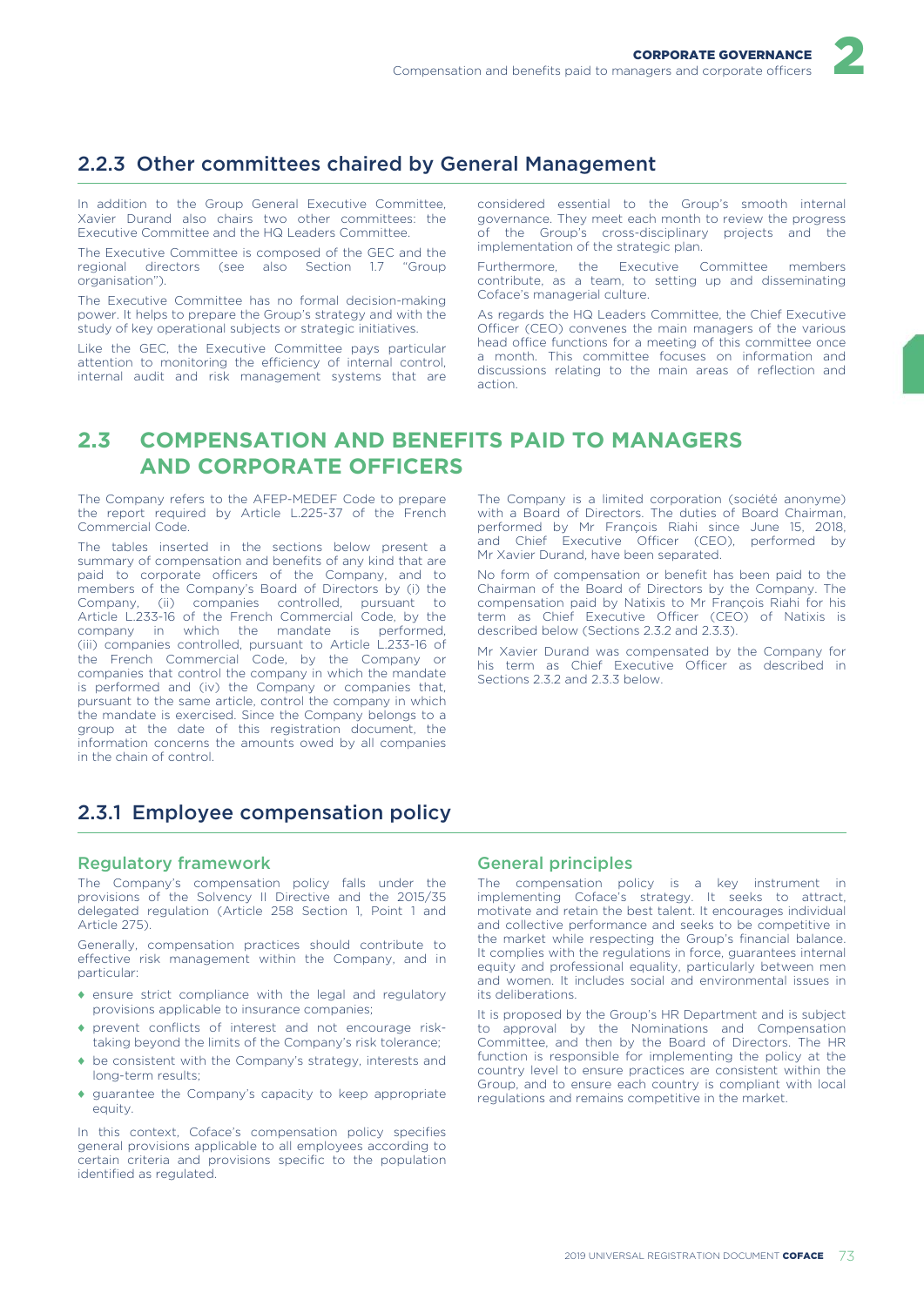## 2.2.3 Other committees chaired by General Management

In addition to the Group General Executive Committee, Xavier Durand also chairs two other committees: the Executive Committee and the HQ Leaders Committee.

The Executive Committee is composed of the GEC and the regional directors (see also Section 1.7 "Group organisation").

The Executive Committee has no formal decision-making power. It helps to prepare the Group's strategy and with the study of key operational subjects or strategic initiatives.

Like the GEC, the Executive Committee pays particular attention to monitoring the efficiency of internal control, internal audit and risk management systems that are considered essential to the Group's smooth internal governance. They meet each month to review the progress of the Group's cross-disciplinary projects and the implementation of the strategic plan.

Furthermore, the Executive Committee members contribute, as a team, to setting up and disseminating Coface's managerial culture.

As regards the HQ Leaders Committee, the Chief Executive Officer (CEO) convenes the main managers of the various head office functions for a meeting of this committee once a month. This committee focuses on information and discussions relating to the main areas of reflection and action.

# 2.3 COMPENSATION AND BENEFITS PAID TO MANAGERS AND CORPORATE OFFICERS

The Company refers to the AFEP-MEDEF Code to prepare the report required by Article L.225-37 of the French Commercial Code.

The tables inserted in the sections below present a summary of compensation and benefits of any kind that are paid to corporate officers of the Company, and to members of the Company's Board of Directors by (i) the Company, (ii) companies controlled, pursuant to Article L.233-16 of the French Commercial Code, by the company in which the mandate is performed, (iii) companies controlled, pursuant to Article L.233-16 of the French Commercial Code, by the Company or companies that control the company in which the mandate is performed and (iv) the Company or companies that, pursuant to the same article, control the company in which the mandate is exercised. Since the Company belongs to a group at the date of this registration document, the information concerns the amounts owed by all companies in the chain of control.

The Company is a limited corporation (société anonyme) with a Board of Directors. The duties of Board Chairman, performed by Mr François Riahi since June 15, 2018, and Chief Executive Officer (CEO), performed by Mr Xavier Durand, have been separated.

No form of compensation or benefit has been paid to the Chairman of the Board of Directors by the Company. The compensation paid by Natixis to Mr François Riahi for his term as Chief Executive Officer (CEO) of Natixis is described below (Sections 2.3.2 and 2.3.3).

Mr Xavier Durand was compensated by the Company for his term as Chief Executive Officer as described in Sections 2.3.2 and 2.3.3 below.

## 2.3.1 Employee compensation policy

### Regulatory framework

The Company's compensation policy falls under the provisions of the Solvency II Directive and the 2015/35 delegated regulation (Article 258 Section 1, Point 1 and Article 275).

Generally, compensation practices should contribute to effective risk management within the Company, and in particular:

- ensure strict compliance with the legal and regulatory provisions applicable to insurance companies;
- prevent conflicts of interest and not encourage risk-taking beyond the limits of the Company's risk tolerance;
- be consistent with the Company's strategy, interests and long-term results;
- guarantee the Company's capacity to keep appropriate equity.

In this context, Coface's compensation policy specifies general provisions applicable to all employees according to certain criteria and provisions specific to the population identified as regulated.

### General principles

The compensation policy is a key instrument in implementing Coface's strategy. It seeks to attract, motivate and retain the best talent. It encourages individual and collective performance and seeks to be competitive in the market while respecting the Group's financial balance. It complies with the regulations in force, guarantees internal equity and professional equality, particularly between men and women. It includes social and environmental issues in its deliberations.

It is proposed by the Group's HR Department and is subject to approval by the Nominations and Compensation Committee, and then by the Board of Directors. The HR function is responsible for implementing the policy at the country level to ensure practices are consistent within the Group, and to ensure each country is compliant with local regulations and remains competitive in the market.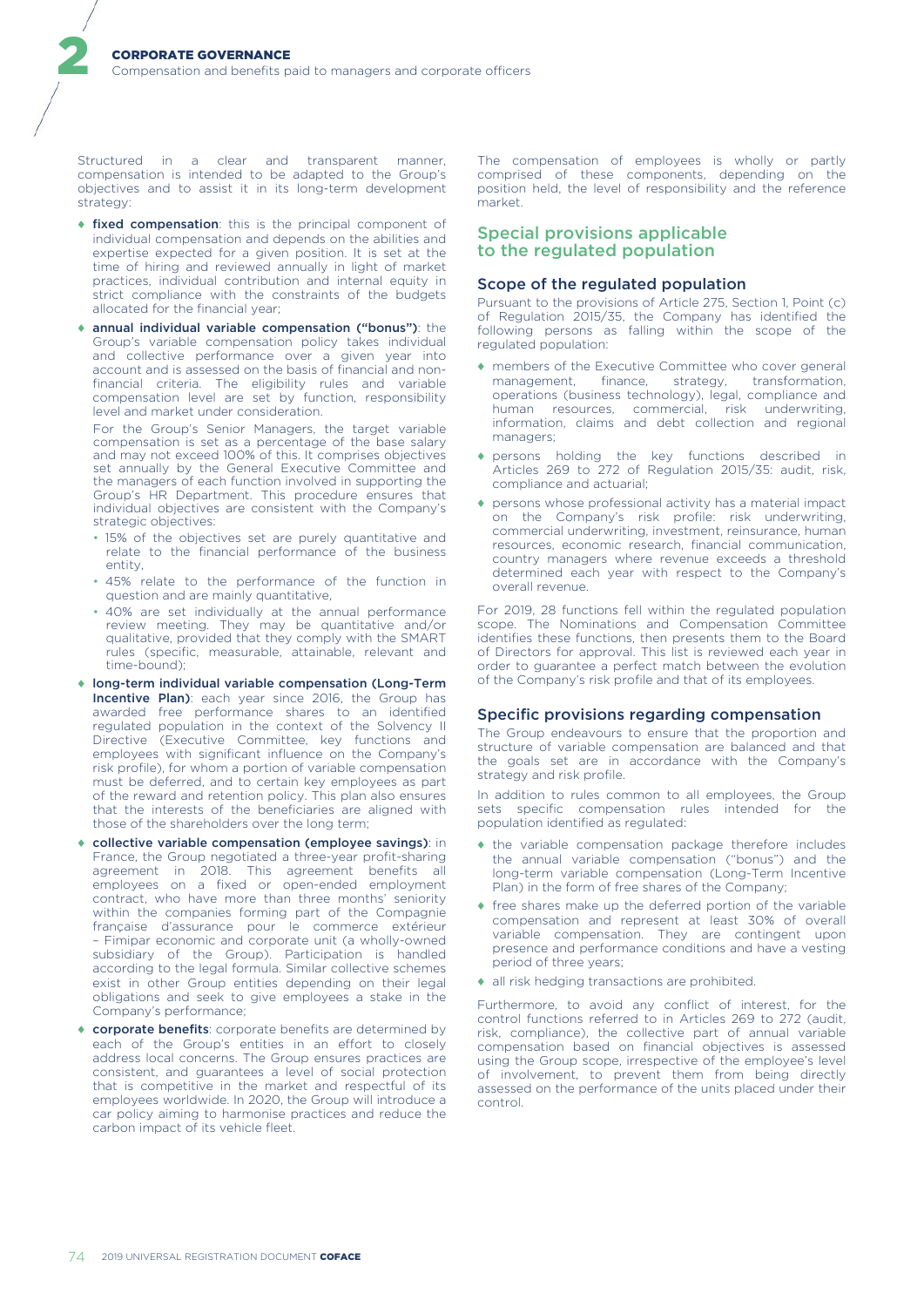Structured in a clear and transparent manner, compensation is intended to be adapted to the Group's objectives and to assist it in its long-term development strategy:

- **fixed compensation**: this is the principal component of individual compensation and depends on the abilities and expertise expected for a given position. It is set at the time of hiring and reviewed annually in light of market practices, individual contribution and internal equity in strict compliance with the constraints of the budgets allocated for the financial year;
- **annual individual variable compensation ("bonus")**: the Group's variable compensation policy takes individual and collective performance over a given year into account and is assessed on the basis of financial and non-financial criteria. The eligibility rules and variable compensation level are set by function, responsibility level and market under consideration.

  For the Group's Senior Managers, the target variable compensation is set as a percentage of the base salary and may not exceed 100% of this. It comprises objectives set annually by the General Executive Committee and the managers of each function involved in supporting the Group's HR Department. This procedure ensures that individual objectives are consistent with the Company's strategic objectives:
  - 15% of the objectives set are purely quantitative and relate to the financial performance of the business entity,
  - 45% relate to the performance of the function in question and are mainly quantitative,
  - 40% are set individually at the annual performance review meeting. They may be quantitative and/or qualitative, provided that they comply with the SMART rules (specific, measurable, attainable, relevant and time-bound);
- **long-term individual variable compensation (Long-Term Incentive Plan)**: each year since 2016, the Group has awarded free performance shares to an identified regulated population in the context of the Solvency II Directive (Executive Committee, key functions and employees with significant influence on the Company's risk profile), for whom a portion of variable compensation must be deferred, and to certain key employees as part of the reward and retention policy. This plan also ensures that the interests of the beneficiaries are aligned with those of the shareholders over the long term;
- **collective variable compensation (employee savings)**: in France, the Group negotiated a three-year profit-sharing agreement in 2018. This agreement benefits all employees on a fixed or open-ended employment contract, who have more than three months' seniority within the companies forming part of the Compagnie française d'assurance pour le commerce extérieur – Fimipar economic and corporate unit (a wholly-owned subsidiary of the Group). Participation is handled according to the legal formula. Similar collective schemes exist in other Group entities depending on their legal obligations and seek to give employees a stake in the Company's performance;
- **corporate benefits**: corporate benefits are determined by each of the Group's entities in an effort to closely address local concerns. The Group ensures practices are consistent, and guarantees a level of social protection that is competitive in the market and respectful of its employees worldwide. In 2020, the Group will introduce a car policy aiming to harmonise practices and reduce the carbon impact of its vehicle fleet.

The compensation of employees is wholly or partly comprised of these components, depending on the position held, the level of responsibility and the reference market.

## Special provisions applicable to the regulated population

### Scope of the regulated population

Pursuant to the provisions of Article 275, Section 1, Point (c) of Regulation 2015/35, the Company has identified the following persons as falling within the scope of the regulated population:

- members of the Executive Committee who cover general management, finance, strategy, transformation, operations (business technology), legal, compliance and human resources, commercial, risk underwriting, information, claims and debt collection and regional managers;
- persons holding the key functions described in Articles 269 to 272 of Regulation 2015/35: audit, risk, compliance and actuarial;
- persons whose professional activity has a material impact on the Company's risk profile: risk underwriting, commercial underwriting, investment, reinsurance, human resources, economic research, financial communication, country managers where revenue exceeds a threshold determined each year with respect to the Company's overall revenue.

For 2019, 28 functions fell within the regulated population scope. The Nominations and Compensation Committee identifies these functions, then presents them to the Board of Directors for approval. This list is reviewed each year in order to guarantee a perfect match between the evolution of the Company's risk profile and that of its employees.

### Specific provisions regarding compensation

The Group endeavours to ensure that the proportion and structure of variable compensation are balanced and that the goals set are in accordance with the Company's strategy and risk profile.

In addition to rules common to all employees, the Group sets specific compensation rules intended for the population identified as regulated:

- the variable compensation package therefore includes the annual variable compensation ("bonus") and the long-term variable compensation (Long-Term Incentive Plan) in the form of free shares of the Company;
- free shares make up the deferred portion of the variable compensation and represent at least 30% of overall variable compensation. They are contingent upon presence and performance conditions and have a vesting period of three years;
- all risk hedging transactions are prohibited.

Furthermore, to avoid any conflict of interest, for the control functions referred to in Articles 269 to 272 (audit, risk, compliance), the collective part of annual variable compensation based on financial objectives is assessed using the Group scope, irrespective of the employee's level of involvement, to prevent them from being directly assessed on the performance of the units placed under their control.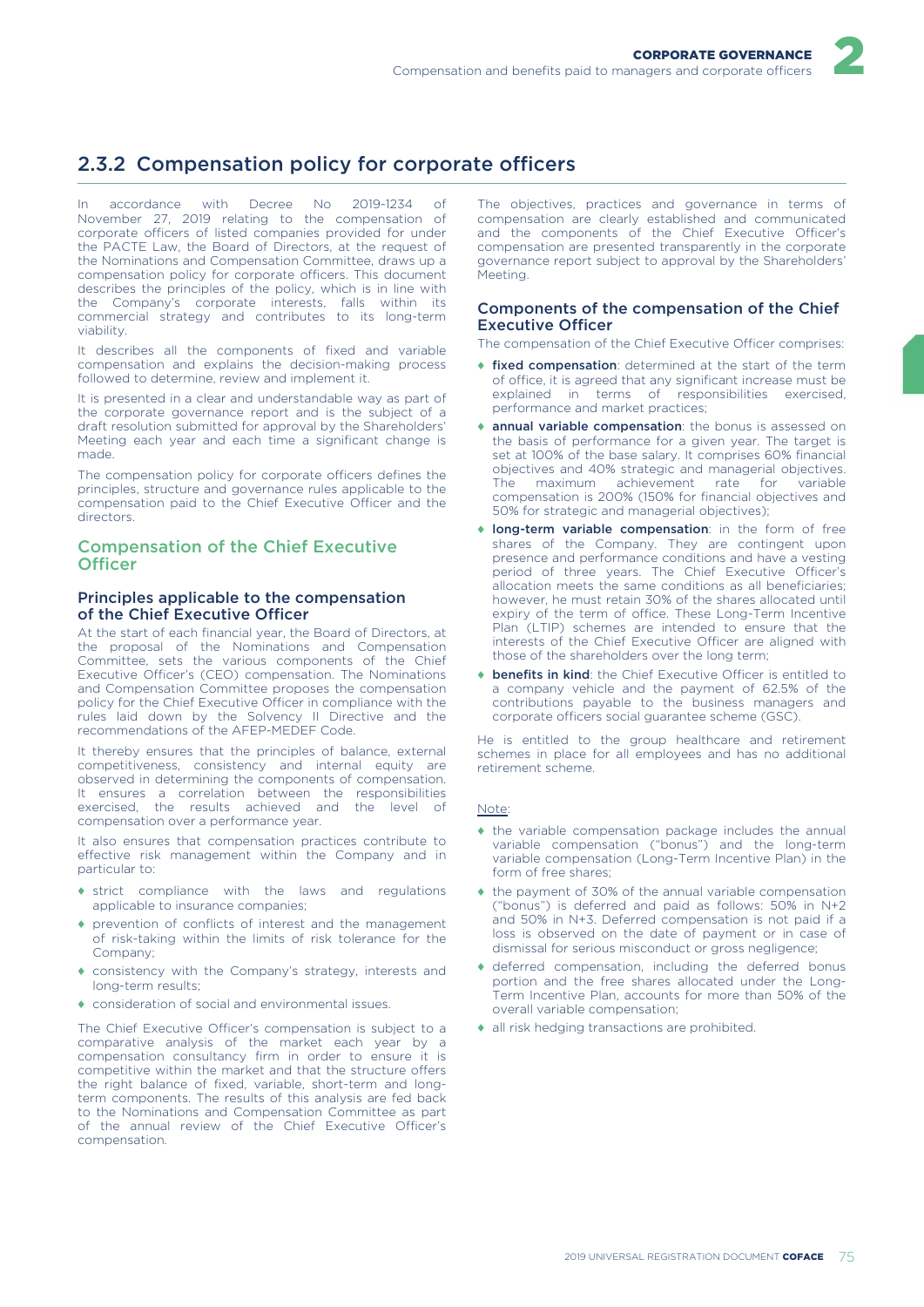## 2.3.2 Compensation policy for corporate officers

In accordance with Decree No 2019-1234 of November 27, 2019 relating to the compensation of corporate officers of listed companies provided for under the PACTE Law, the Board of Directors, at the request of the Nominations and Compensation Committee, draws up a compensation policy for corporate officers. This document describes the principles of the policy, which is in line with the Company's corporate interests, falls within its commercial strategy and contributes to its long-term viability.

It describes all the components of fixed and variable compensation and explains the decision-making process followed to determine, review and implement it.

It is presented in a clear and understandable way as part of the corporate governance report and is the subject of a draft resolution submitted for approval by the Shareholders' Meeting each year and each time a significant change is made.

The compensation policy for corporate officers defines the principles, structure and governance rules applicable to the compensation paid to the Chief Executive Officer and the directors.

### Compensation of the Chief Executive Officer

#### Principles applicable to the compensation of the Chief Executive Officer

At the start of each financial year, the Board of Directors, at the proposal of the Nominations and Compensation Committee, sets the various components of the Chief Executive Officer's (CEO) compensation. The Nominations and Compensation Committee proposes the compensation policy for the Chief Executive Officer in compliance with the rules laid down by the Solvency II Directive and the recommendations of the AFEP-MEDEF Code.

It thereby ensures that the principles of balance, external competitiveness, consistency and internal equity are observed in determining the components of compensation. It ensures a correlation between the responsibilities exercised, the results achieved and the level of compensation over a performance year.

It also ensures that compensation practices contribute to effective risk management within the Company and in particular to:

- strict compliance with the laws and regulations applicable to insurance companies;
- prevention of conflicts of interest and the management of risk-taking within the limits of risk tolerance for the Company;
- consistency with the Company's strategy, interests and long-term results;
- consideration of social and environmental issues.

The Chief Executive Officer's compensation is subject to a comparative analysis of the market each year by a compensation consultancy firm in order to ensure it is competitive within the market and that the structure offers the right balance of fixed, variable, short-term and long-term components. The results of this analysis are fed back to the Nominations and Compensation Committee as part of the annual review of the Chief Executive Officer's compensation.

The objectives, practices and governance in terms of compensation are clearly established and communicated and the components of the Chief Executive Officer's compensation are presented transparently in the corporate governance report subject to approval by the Shareholders' Meeting.

#### Components of the compensation of the Chief Executive Officer

The compensation of the Chief Executive Officer comprises:

- **fixed compensation**: determined at the start of the term of office, it is agreed that any significant increase must be explained in terms of responsibilities exercised, performance and market practices;
- **annual variable compensation**: the bonus is assessed on the basis of performance for a given year. The target is set at 100% of the base salary. It comprises 60% financial objectives and 40% strategic and managerial objectives. The maximum achievement rate for variable compensation is 200% (150% for financial objectives and 50% for strategic and managerial objectives);
- **long-term variable compensation**: in the form of free shares of the Company. They are contingent upon presence and performance conditions and have a vesting period of three years. The Chief Executive Officer's allocation meets the same conditions as all beneficiaries; however, he must retain 30% of the shares allocated until expiry of the term of office. These Long-Term Incentive Plan (LTIP) schemes are intended to ensure that the interests of the Chief Executive Officer are aligned with those of the shareholders over the long term;
- **benefits in kind**: the Chief Executive Officer is entitled to a company vehicle and the payment of 62.5% of the contributions payable to the business managers and corporate officers social guarantee scheme (GSC).

He is entitled to the group healthcare and retirement schemes in place for all employees and has no additional retirement scheme.

Note:

- the variable compensation package includes the annual variable compensation ("bonus") and the long-term variable compensation (Long-Term Incentive Plan) in the form of free shares;
- the payment of 30% of the annual variable compensation ("bonus") is deferred and paid as follows: 50% in N+2 and 50% in N+3. Deferred compensation is not paid if a loss is observed on the date of payment or in case of dismissal for serious misconduct or gross negligence;
- deferred compensation, including the deferred bonus portion and the free shares allocated under the Long-Term Incentive Plan, accounts for more than 50% of the overall variable compensation;
- all risk hedging transactions are prohibited.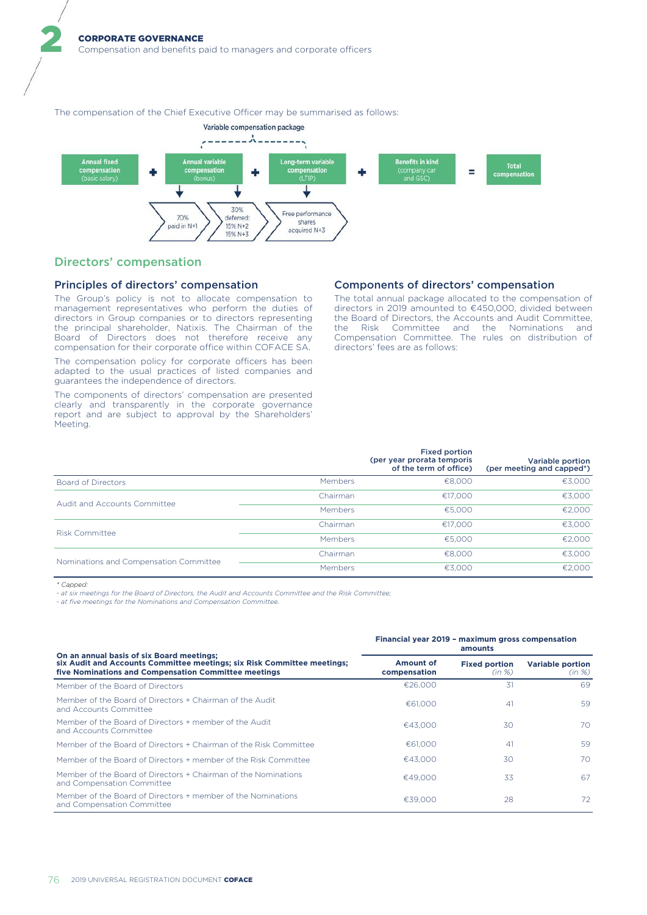The compensation of the Chief Executive Officer may be summarised as follows:

Variable compensation package

Annual fixed compensation (basic salary) + Annual variable compensation (bonus) + Long-term variable compensation (LTIP) + Benefits in kind (company car and GSC) = Total compensation

- Annual variable compensation (bonus): 70% paid in N+1; 30% deferred: 15% N+2, 15% N+3
- Long-term variable compensation (LTIP): Free performance shares acquired N+3

## Directors' compensation

### Principles of directors' compensation

The Group's policy is not to allocate compensation to management representatives who perform the duties of directors in Group companies or to directors representing the principal shareholder, Natixis. The Chairman of the Board of Directors does not therefore receive any compensation for their corporate office within COFACE SA.

The compensation policy for corporate officers has been adapted to the usual practices of listed companies and guarantees the independence of directors.

The components of directors' compensation are presented clearly and transparently in the corporate governance report and are subject to approval by the Shareholders' Meeting.

### Components of directors' compensation

The total annual package allocated to the compensation of directors in 2019 amounted to €450,000, divided between the Board of Directors, the Accounts and Audit Committee, the Risk Committee and the Nominations and Compensation Committee. The rules on distribution of directors' fees are as follows:

| | | Fixed portion (per year prorata temporis of the term of office) | Variable portion (per meeting and capped*) |
|---|---|---|---|
| Board of Directors | Members | €8,000 | €3,000 |
| Audit and Accounts Committee | Chairman | €17,000 | €3,000 |
| | Members | €5,000 | €2,000 |
| Risk Committee | Chairman | €17,000 | €3,000 |
| | Members | €5,000 | €2,000 |
| Nominations and Compensation Committee | Chairman | €8,000 | €3,000 |
| | Members | €3,000 | €2,000 |

*\* Capped:*

*- at six meetings for the Board of Directors, the Audit and Accounts Committee and the Risk Committee;*

*- at five meetings for the Nominations and Compensation Committee.*

| On an annual basis of six Board meetings; six Audit and Accounts Committee meetings; six Risk Committee meetings; five Nominations and Compensation Committee meetings | Financial year 2019 – maximum gross compensation amounts | | |
|---|---|---|---|
| | **Amount of compensation** | **Fixed portion** *(in %)* | **Variable portion** *(in %)* |
| Member of the Board of Directors | €26,000 | 31 | 69 |
| Member of the Board of Directors + Chairman of the Audit and Accounts Committee | €61,000 | 41 | 59 |
| Member of the Board of Directors + member of the Audit and Accounts Committee | €43,000 | 30 | 70 |
| Member of the Board of Directors + Chairman of the Risk Committee | €61,000 | 41 | 59 |
| Member of the Board of Directors + member of the Risk Committee | €43,000 | 30 | 70 |
| Member of the Board of Directors + Chairman of the Nominations and Compensation Committee | €49,000 | 33 | 67 |
| Member of the Board of Directors + member of the Nominations and Compensation Committee | €39,000 | 28 | 72 |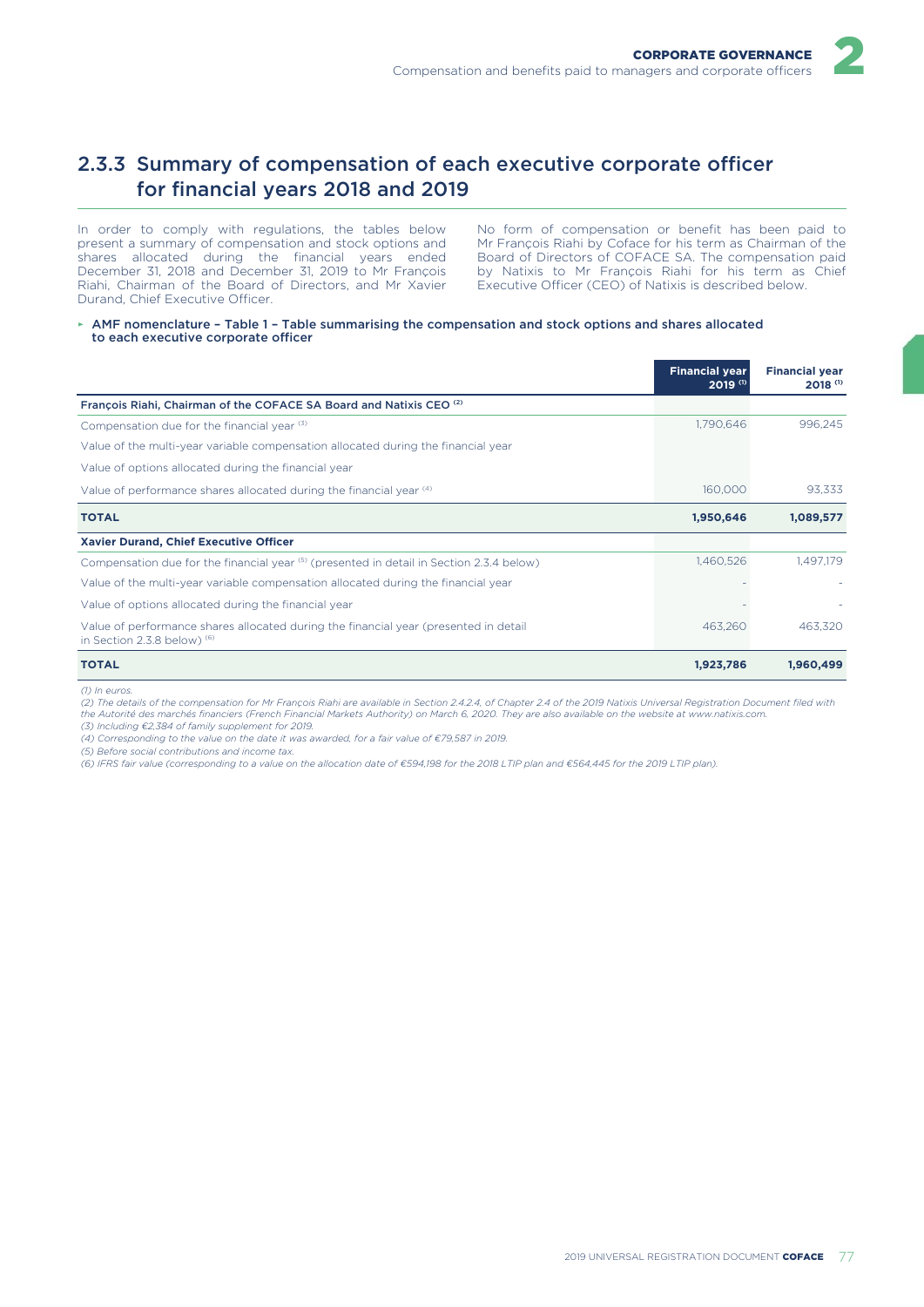## 2.3.3 Summary of compensation of each executive corporate officer for financial years 2018 and 2019

In order to comply with regulations, the tables below present a summary of compensation and stock options and shares allocated during the financial years ended December 31, 2018 and December 31, 2019 to Mr François Riahi, Chairman of the Board of Directors, and Mr Xavier Durand, Chief Executive Officer.

No form of compensation or benefit has been paid to Mr François Riahi by Coface for his term as Chairman of the Board of Directors of COFACE SA. The compensation paid by Natixis to Mr François Riahi for his term as Chief Executive Officer (CEO) of Natixis is described below.

**AMF nomenclature – Table 1 – Table summarising the compensation and stock options and shares allocated to each executive corporate officer**

| | Financial year 2019 [(1)] | Financial year 2018 [(1)] |
|---|---|---|
| **François Riahi, Chairman of the COFACE SA Board and Natixis CEO [(2)]** | | |
| Compensation due for the financial year [(3)] | 1,790,646 | 996,245 |
| Value of the multi-year variable compensation allocated during the financial year | | |
| Value of options allocated during the financial year | | |
| Value of performance shares allocated during the financial year [(4)] | 160,000 | 93,333 |
| **TOTAL** | **1,950,646** | **1,089,577** |
| **Xavier Durand, Chief Executive Officer** | | |
| Compensation due for the financial year [(5)] (presented in detail in Section 2.3.4 below) | 1,460,526 | 1,497,179 |
| Value of the multi-year variable compensation allocated during the financial year | - | - |
| Value of options allocated during the financial year | - | - |
| Value of performance shares allocated during the financial year (presented in detail in Section 2.3.8 below) [(6)] | 463,260 | 463,320 |
| **TOTAL** | **1,923,786** | **1,960,499** |

*(1) In euros.*
*(2) The details of the compensation for Mr François Riahi are available in Section 2.4.2.4, of Chapter 2.4 of the 2019 Natixis Universal Registration Document filed with the Autorité des marchés financiers (French Financial Markets Authority) on March 6, 2020. They are also available on the website at www.natixis.com.*
*(3) Including €2,384 of family supplement for 2019.*
*(4) Corresponding to the value on the date it was awarded, for a fair value of €79,587 in 2019.*
*(5) Before social contributions and income tax.*
*(6) IFRS fair value (corresponding to a value on the allocation date of €594,198 for the 2018 LTIP plan and €564,445 for the 2019 LTIP plan).*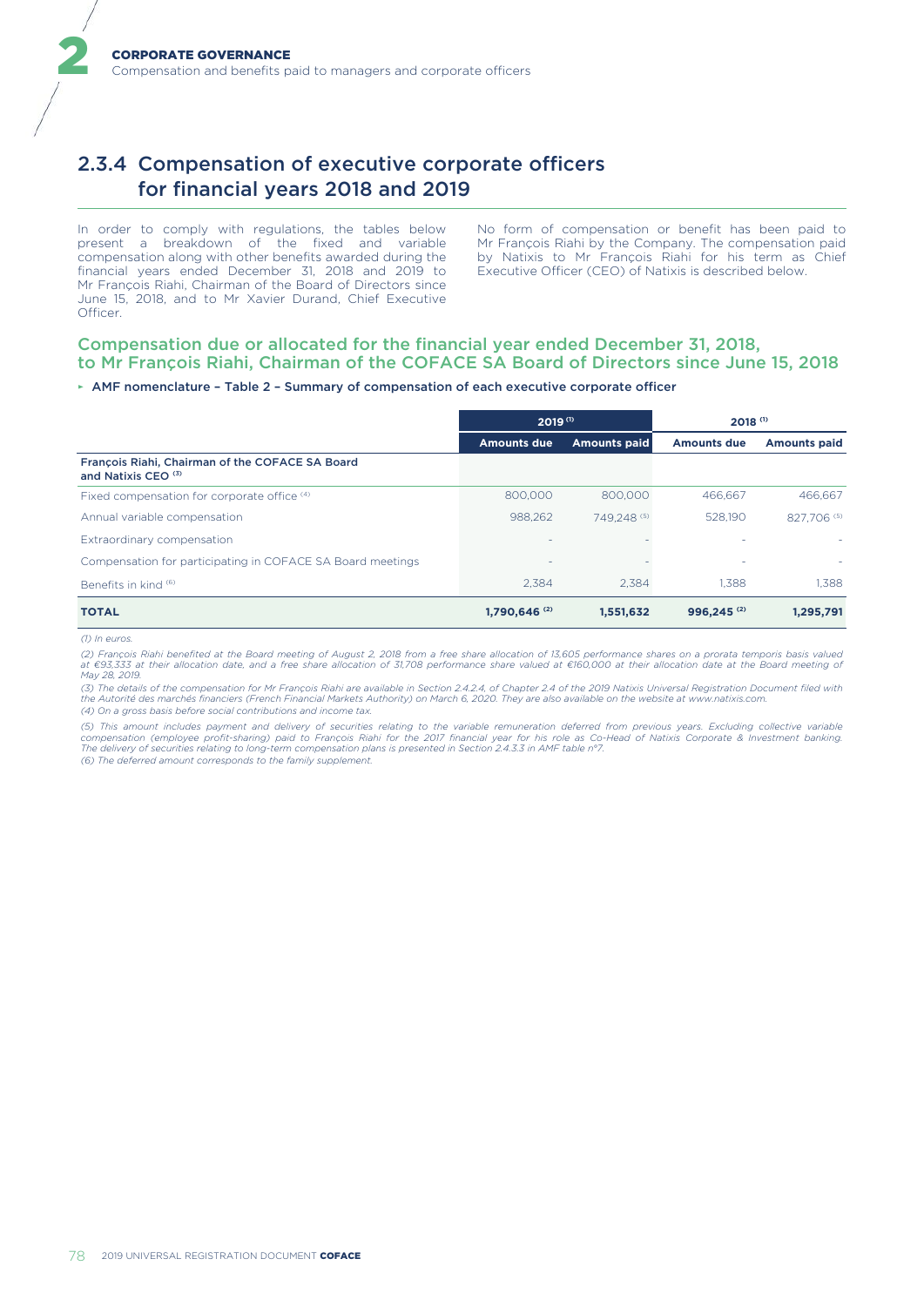## 2.3.4 Compensation of executive corporate officers for financial years 2018 and 2019

In order to comply with regulations, the tables below present a breakdown of the fixed and variable compensation along with other benefits awarded during the financial years ended December 31, 2018 and 2019 to Mr François Riahi, Chairman of the Board of Directors since June 15, 2018, and to Mr Xavier Durand, Chief Executive Officer.

No form of compensation or benefit has been paid to Mr François Riahi by the Company. The compensation paid by Natixis to Mr François Riahi for his term as Chief Executive Officer (CEO) of Natixis is described below.

### Compensation due or allocated for the financial year ended December 31, 2018, to Mr François Riahi, Chairman of the COFACE SA Board of Directors since June 15, 2018

▸ **AMF nomenclature – Table 2 – Summary of compensation of each executive corporate officer**

| | 2019 (1) | | 2018 (1) | |
|---|---|---|---|---|
| | **Amounts due** | **Amounts paid** | **Amounts due** | **Amounts paid** |
| **François Riahi, Chairman of the COFACE SA Board and Natixis CEO (3)** | | | | |
| Fixed compensation for corporate office (4) | 800,000 | 800,000 | 466,667 | 466,667 |
| Annual variable compensation | 988,262 | 749,248 (5) | 528,190 | 827,706 (5) |
| Extraordinary compensation | - | - | - | - |
| Compensation for participating in COFACE SA Board meetings | - | - | - | - |
| Benefits in kind (6) | 2,384 | 2,384 | 1,388 | 1,388 |
| **TOTAL** | **1,790,646 (2)** | **1,551,632** | **996,245 (2)** | **1,295,791** |

*(1) In euros.*

*(2) François Riahi benefited at the Board meeting of August 2, 2018 from a free share allocation of 13,605 performance shares on a prorata temporis basis valued at €93,333 at their allocation date, and a free share allocation of 31,708 performance share valued at €160,000 at their allocation date at the Board meeting of May 28, 2019.*

*(3) The details of the compensation for Mr François Riahi are available in Section 2.4.2.4, of Chapter 2.4 of the 2019 Natixis Universal Registration Document filed with the Autorité des marchés financiers (French Financial Markets Authority) on March 6, 2020. They are also available on the website at www.natixis.com.*

*(4) On a gross basis before social contributions and income tax.*

*(5) This amount includes payment and delivery of securities relating to the variable remuneration deferred from previous years. Excluding collective variable compensation (employee profit-sharing) paid to François Riahi for the 2017 financial year for his role as Co-Head of Natixis Corporate & Investment banking. The delivery of securities relating to long-term compensation plans is presented in Section 2.4.3.3 in AMF table n°7.*

*(6) The deferred amount corresponds to the family supplement.*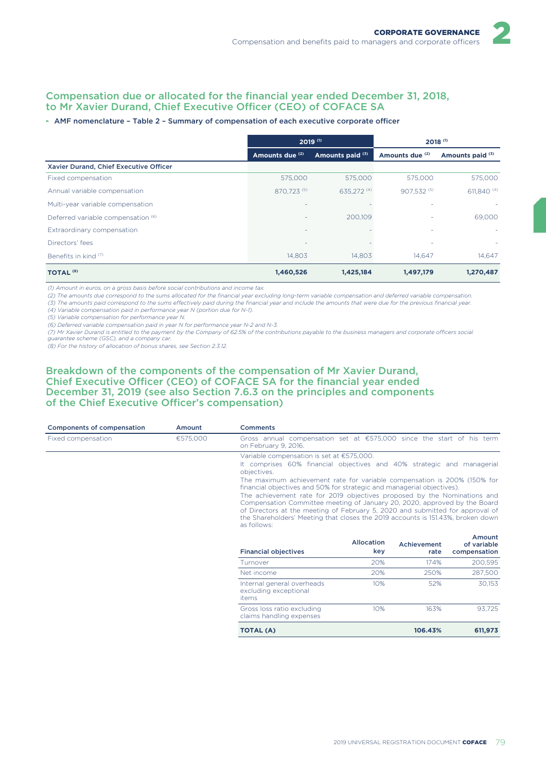## Compensation due or allocated for the financial year ended December 31, 2018, to Mr Xavier Durand, Chief Executive Officer (CEO) of COFACE SA

▸ **AMF nomenclature – Table 2 – Summary of compensation of each executive corporate officer**

| | 2019 (1) | | 2018 (1) | |
|---|---|---|---|---|
| | Amounts due (2) | Amounts paid (3) | Amounts due (2) | Amounts paid (3) |
| **Xavier Durand, Chief Executive Officer** | | | | |
| Fixed compensation | 575,000 | 575,000 | 575,000 | 575,000 |
| Annual variable compensation | 870,723 (5) | 635,272 (4) | 907,532 (5) | 611,840 (4) |
| Multi-year variable compensation | - | - | - | - |
| Deferred variable compensation (6) | - | 200,109 | - | 69,000 |
| Extraordinary compensation | - | - | - | - |
| Directors' fees | - | - | - | - |
| Benefits in kind (7) | 14,803 | 14,803 | 14,647 | 14,647 |
| **TOTAL (8)** | **1,460,526** | **1,425,184** | **1,497,179** | **1,270,487** |

*(1) Amount in euros, on a gross basis before social contributions and income tax.*
*(2) The amounts due correspond to the sums allocated for the financial year excluding long-term variable compensation and deferred variable compensation.*
*(3) The amounts paid correspond to the sums effectively paid during the financial year and include the amounts that were due for the previous financial year.*
*(4) Variable compensation paid in performance year N (portion due for N-1).*
*(5) Variable compensation for performance year N.*
*(6) Deferred variable compensation paid in year N for performance year N-2 and N-3.*
*(7) Mr Xavier Durand is entitled to the payment by the Company of 62.5% of the contributions payable to the business managers and corporate officers social guarantee scheme (GSC), and a company car.*
*(8) For the history of allocation of bonus shares, see Section 2.3.12.*

## Breakdown of the components of the compensation of Mr Xavier Durand, Chief Executive Officer (CEO) of COFACE SA for the financial year ended December 31, 2019 (see also Section 7.6.3 on the principles and components of the Chief Executive Officer's compensation)

| Components of compensation | Amount | Comments |
|---|---|---|
| Fixed compensation | €575,000 | Gross annual compensation set at €575,000 since the start of his term on February 9, 2016. |
| | | Variable compensation is set at €575,000. It comprises 60% financial objectives and 40% strategic and managerial objectives. The maximum achievement rate for variable compensation is 200% (150% for financial objectives and 50% for strategic and managerial objectives). The achievement rate for 2019 objectives proposed by the Nominations and Compensation Committee meeting of January 20, 2020, approved by the Board of Directors at the meeting of February 5, 2020 and submitted for approval of the Shareholders' Meeting that closes the 2019 accounts is 151.43%, broken down as follows: |

| Financial objectives | Allocation key | Achievement rate | Amount of variable compensation |
|---|---|---|---|
| Turnover | 20% | 174% | 200,595 |
| Net income | 20% | 250% | 287,500 |
| Internal general overheads excluding exceptional items | 10% | 52% | 30,153 |
| Gross loss ratio excluding claims handling expenses | 10% | 163% | 93,725 |
| **TOTAL (A)** | | **106.43%** | **611,973** |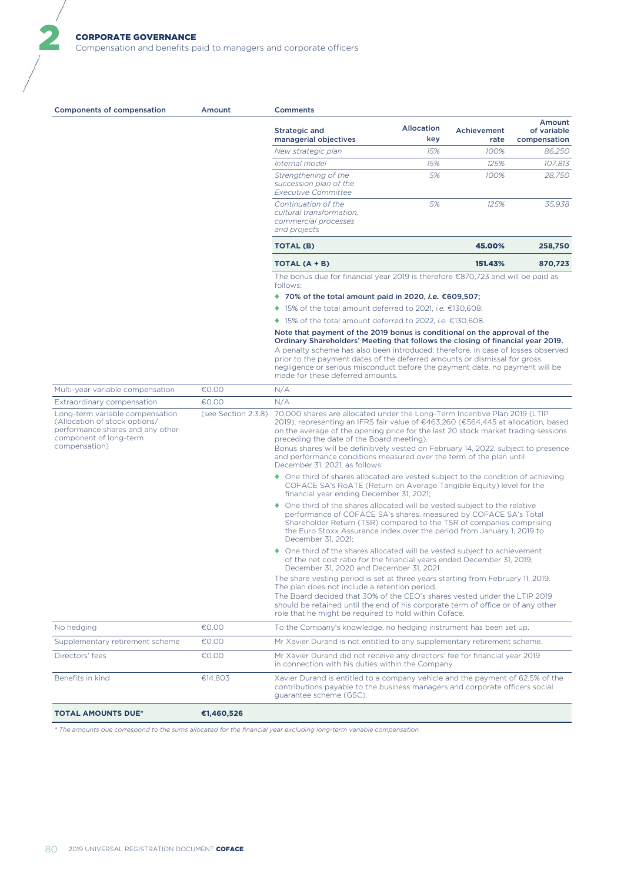| Components of compensation | Amount | Comments |
|---|---|---|
| | | *(see nested table below)* |

| Strategic and managerial objectives | Allocation key | Achievement rate | Amount of variable compensation |
|---|---|---|---|
| *New strategic plan* | *15%* | *100%* | *86,250* |
| *Internal model* | *15%* | *125%* | *107,813* |
| *Strengthening of the succession plan of the Executive Committee* | *5%* | *100%* | *28,750* |
| *Continuation of the cultural transformation, commercial processes and projects* | *5%* | *125%* | *35,938* |
| **TOTAL (B)** | | **45.00%** | **258,750** |
| **TOTAL (A + B)** | | **151.43%** | **870,723** |

The bonus due for financial year 2019 is therefore €870,723 and will be paid as follows:

- **70% of the total amount paid in 2020, *i.e.* €609,507;**
- 15% of the total amount deferred to 2021, *i.e.* €130,608;
- 15% of the total amount deferred to 2022, *i.e.* €130,608.

**Note that payment of the 2019 bonus is conditional on the approval of the Ordinary Shareholders' Meeting that follows the closing of financial year 2019.** A penalty scheme has also been introduced: therefore, in case of losses observed prior to the payment dates of the deferred amounts or dismissal for gross negligence or serious misconduct before the payment date, no payment will be made for these deferred amounts.

| Components of compensation | Amount | Comments |
|---|---|---|
| Multi-year variable compensation | €0.00 | N/A |
| Extraordinary compensation | €0.00 | N/A |
| Long-term variable compensation (Allocation of stock options/ performance shares and any other component of long-term compensation) | (see Section 2.3.8) | 70,000 shares are allocated under the Long-Term Incentive Plan 2019 (LTIP 2019), representing an IFRS fair value of €463,260 (€564,445 at allocation, based on the average of the opening price for the last 20 stock market trading sessions preceding the date of the Board meeting).<br>Bonus shares will be definitively vested on February 14, 2022, subject to presence and performance conditions measured over the term of the plan until December 31, 2021, as follows:<br>♦ One third of shares allocated are vested subject to the condition of achieving COFACE SA's RoATE (Return on Average Tangible Equity) level for the financial year ending December 31, 2021;<br>♦ One third of the shares allocated will be vested subject to the relative performance of COFACE SA's shares, measured by COFACE SA's Total Shareholder Return (TSR) compared to the TSR of companies comprising the Euro Stoxx Assurance index over the period from January 1, 2019 to December 31, 2021;<br>♦ One third of the shares allocated will be vested subject to achievement of the net cost ratio for the financial years ended December 31, 2019, December 31, 2020 and December 31, 2021.<br>The share vesting period is set at three years starting from February 11, 2019. The plan does not include a retention period.<br>The Board decided that 30% of the CEO's shares vested under the LTIP 2019 should be retained until the end of his corporate term of office or of any other role that he might be required to hold within Coface. |
| No hedging | €0.00 | To the Company's knowledge, no hedging instrument has been set up. |
| Supplementary retirement scheme | €0.00 | Mr Xavier Durand is not entitled to any supplementary retirement scheme. |
| Directors' fees | €0.00 | Mr Xavier Durand did not receive any directors' fee for financial year 2019 in connection with his duties within the Company. |
| Benefits in kind | €14,803 | Xavier Durand is entitled to a company vehicle and the payment of 62.5% of the contributions payable to the business managers and corporate officers social guarantee scheme (GSC). |
| **TOTAL AMOUNTS DUE*** | **€1,460,526** | |

*\* The amounts due correspond to the sums allocated for the financial year excluding long-term variable compensation.*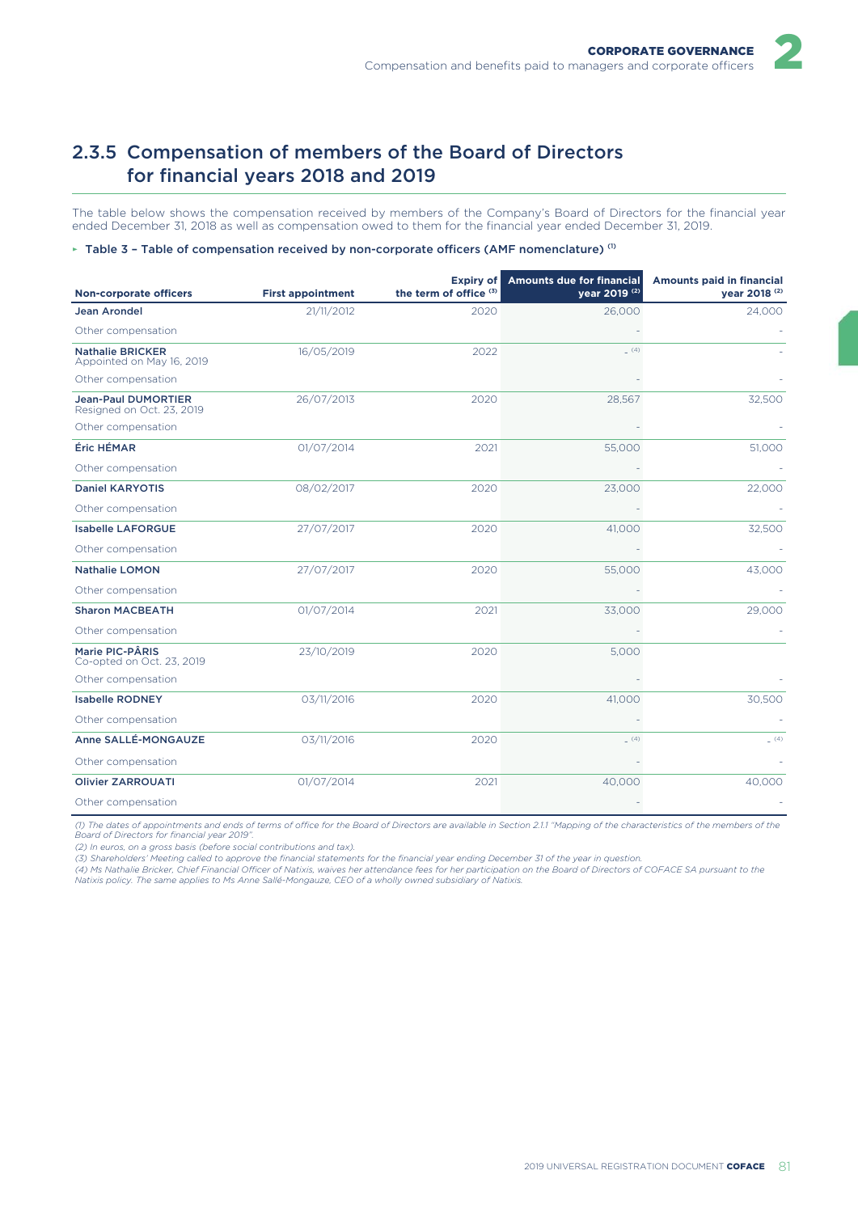## 2.3.5 Compensation of members of the Board of Directors for financial years 2018 and 2019

The table below shows the compensation received by members of the Company's Board of Directors for the financial year ended December 31, 2018 as well as compensation owed to them for the financial year ended December 31, 2019.

▸ Table 3 – Table of compensation received by non-corporate officers (AMF nomenclature) [(1)]

| Non-corporate officers | First appointment | Expiry of the term of office [(3)] | Amounts due for financial year 2019 [(2)] | Amounts paid in financial year 2018 [(2)] |
|---|---|---|---|---|
| **Jean Arondel** | 21/11/2012 | 2020 | 26,000 | 24,000 |
| Other compensation | | | - | - |
| **Nathalie BRICKER** Appointed on May 16, 2019 | 16/05/2019 | 2022 | - [(4)] | - |
| Other compensation | | | - | - |
| **Jean-Paul DUMORTIER** Resigned on Oct. 23, 2019 | 26/07/2013 | 2020 | 28,567 | 32,500 |
| Other compensation | | | - | - |
| **Éric HÉMAR** | 01/07/2014 | 2021 | 55,000 | 51,000 |
| Other compensation | | | - | - |
| **Daniel KARYOTIS** | 08/02/2017 | 2020 | 23,000 | 22,000 |
| Other compensation | | | - | - |
| **Isabelle LAFORGUE** | 27/07/2017 | 2020 | 41,000 | 32,500 |
| Other compensation | | | - | - |
| **Nathalie LOMON** | 27/07/2017 | 2020 | 55,000 | 43,000 |
| Other compensation | | | - | - |
| **Sharon MACBEATH** | 01/07/2014 | 2021 | 33,000 | 29,000 |
| Other compensation | | | - | - |
| **Marie PIC-PÂRIS** Co-opted on Oct. 23, 2019 | 23/10/2019 | 2020 | 5,000 | |
| Other compensation | | | - | - |
| **Isabelle RODNEY** | 03/11/2016 | 2020 | 41,000 | 30,500 |
| Other compensation | | | - | - |
| **Anne SALLÉ-MONGAUZE** | 03/11/2016 | 2020 | - [(4)] | - [(4)] |
| Other compensation | | | - | - |
| **Olivier ZARROUATI** | 01/07/2014 | 2021 | 40,000 | 40,000 |
| Other compensation | | | - | - |

*(1) The dates of appointments and ends of terms of office for the Board of Directors are available in Section 2.1.1 "Mapping of the characteristics of the members of the Board of Directors for financial year 2019".*

*(2) In euros, on a gross basis (before social contributions and tax).*

*(3) Shareholders' Meeting called to approve the financial statements for the financial year ending December 31 of the year in question.*

*(4) Ms Nathalie Bricker, Chief Financial Officer of Natixis, waives her attendance fees for her participation on the Board of Directors of COFACE SA pursuant to the Natixis policy. The same applies to Ms Anne Sallé-Mongauze, CEO of a wholly owned subsidiary of Natixis.*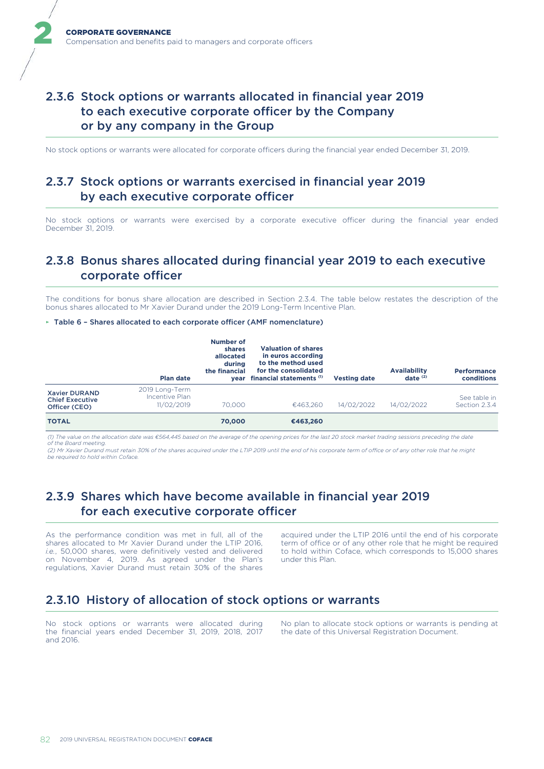## 2.3.6 Stock options or warrants allocated in financial year 2019 to each executive corporate officer by the Company or by any company in the Group

No stock options or warrants were allocated for corporate officers during the financial year ended December 31, 2019.

## 2.3.7 Stock options or warrants exercised in financial year 2019 by each executive corporate officer

No stock options or warrants were exercised by a corporate executive officer during the financial year ended December 31, 2019.

## 2.3.8 Bonus shares allocated during financial year 2019 to each executive corporate officer

The conditions for bonus share allocation are described in Section 2.3.4. The table below restates the description of the bonus shares allocated to Mr Xavier Durand under the 2019 Long-Term Incentive Plan.

**Table 6 – Shares allocated to each corporate officer (AMF nomenclature)**

| | Plan date | Number of shares allocated during the financial year | Valuation of shares in euros according to the method used for the consolidated financial statements (1) | Vesting date | Availability date (2) | Performance conditions |
|---|---|---|---|---|---|---|
| **Xavier DURAND Chief Executive Officer (CEO)** | 2019 Long-Term Incentive Plan 11/02/2019 | 70,000 | €463,260 | 14/02/2022 | 14/02/2022 | See table in Section 2.3.4 |
| **TOTAL** | | **70,000** | **€463,260** | | | |

*(1) The value on the allocation date was €564,445 based on the average of the opening prices for the last 20 stock market trading sessions preceding the date of the Board meeting.*
*(2) Mr Xavier Durand must retain 30% of the shares acquired under the LTIP 2019 until the end of his corporate term of office or of any other role that he might be required to hold within Coface.*

## 2.3.9 Shares which have become available in financial year 2019 for each executive corporate officer

As the performance condition was met in full, all of the shares allocated to Mr Xavier Durand under the LTIP 2016, *i.e.*, 50,000 shares, were definitively vested and delivered on November 4, 2019. As agreed under the Plan's regulations, Xavier Durand must retain 30% of the shares acquired under the LTIP 2016 until the end of his corporate term of office or of any other role that he might be required to hold within Coface, which corresponds to 15,000 shares under this Plan.

## 2.3.10 History of allocation of stock options or warrants

No stock options or warrants were allocated during the financial years ended December 31, 2019, 2018, 2017 and 2016.

No plan to allocate stock options or warrants is pending at the date of this Universal Registration Document.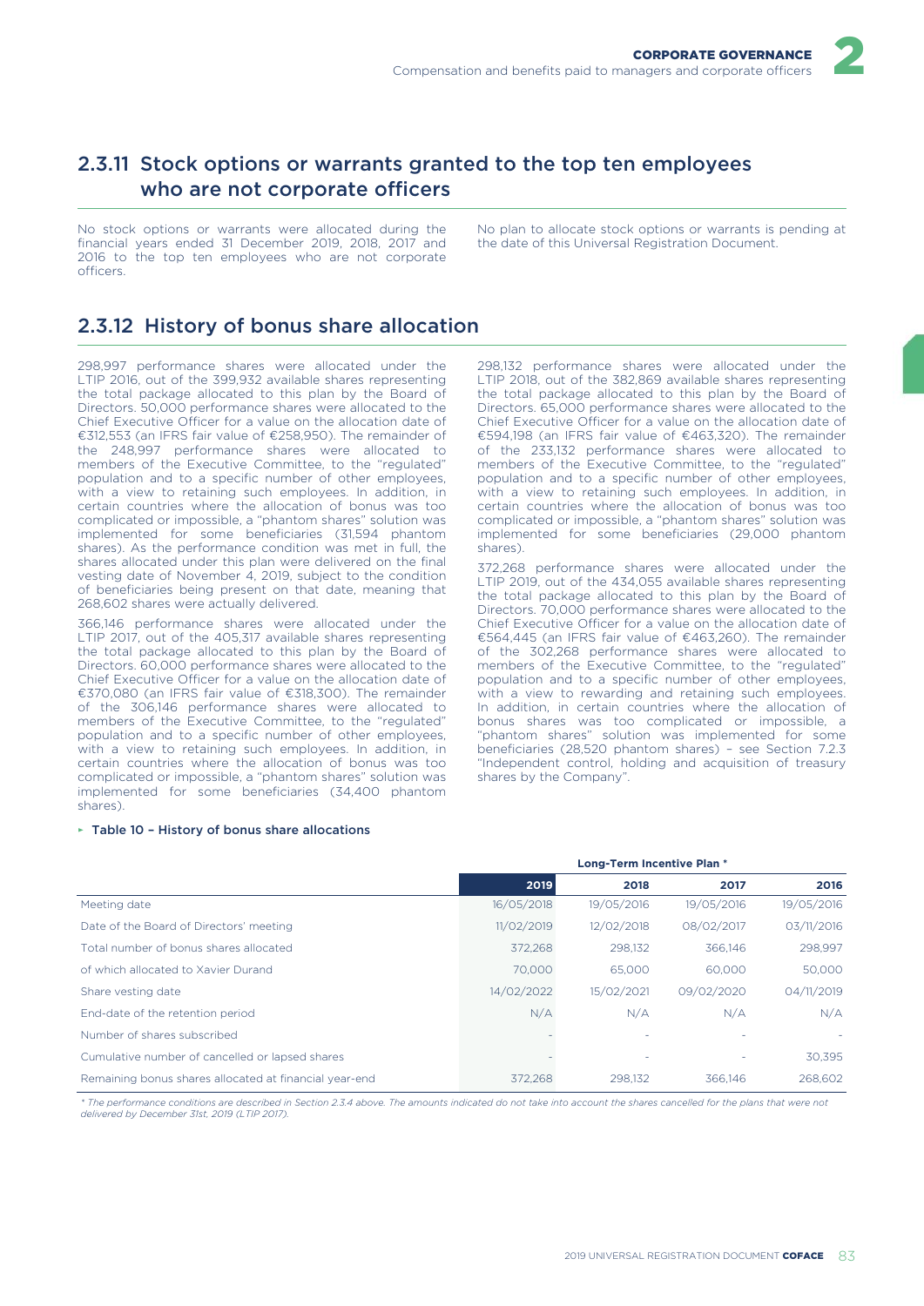## 2.3.11 Stock options or warrants granted to the top ten employees who are not corporate officers

No stock options or warrants were allocated during the financial years ended 31 December 2019, 2018, 2017 and 2016 to the top ten employees who are not corporate officers.

No plan to allocate stock options or warrants is pending at the date of this Universal Registration Document.

## 2.3.12 History of bonus share allocation

298,997 performance shares were allocated under the LTIP 2016, out of the 399,932 available shares representing the total package allocated to this plan by the Board of Directors. 50,000 performance shares were allocated to the Chief Executive Officer for a value on the allocation date of €312,553 (an IFRS fair value of €258,950). The remainder of the 248,997 performance shares were allocated to members of the Executive Committee, to the "regulated" population and to a specific number of other employees, with a view to retaining such employees. In addition, in certain countries where the allocation of bonus was too complicated or impossible, a "phantom shares" solution was implemented for some beneficiaries (31,594 phantom shares). As the performance condition was met in full, the shares allocated under this plan were delivered on the final vesting date of November 4, 2019, subject to the condition of beneficiaries being present on that date, meaning that 268,602 shares were actually delivered.

366,146 performance shares were allocated under the LTIP 2017, out of the 405,317 available shares representing the total package allocated to this plan by the Board of Directors. 60,000 performance shares were allocated to the Chief Executive Officer for a value on the allocation date of €370,080 (an IFRS fair value of €318,300). The remainder of the 306,146 performance shares were allocated to members of the Executive Committee, to the "regulated" population and to a specific number of other employees, with a view to retaining such employees. In addition, in certain countries where the allocation of bonus was too complicated or impossible, a "phantom shares" solution was implemented for some beneficiaries (34,400 phantom shares).

298,132 performance shares were allocated under the LTIP 2018, out of the 382,869 available shares representing the total package allocated to this plan by the Board of Directors. 65,000 performance shares were allocated to the Chief Executive Officer for a value on the allocation date of €594,198 (an IFRS fair value of €463,320). The remainder of the 233,132 performance shares were allocated to members of the Executive Committee, to the "regulated" population and to a specific number of other employees, with a view to retaining such employees. In addition, in certain countries where the allocation of bonus was too complicated or impossible, a "phantom shares" solution was implemented for some beneficiaries (29,000 phantom shares).

372,268 performance shares were allocated under the LTIP 2019, out of the 434,055 available shares representing the total package allocated to this plan by the Board of Directors. 70,000 performance shares were allocated to the Chief Executive Officer for a value on the allocation date of €564,445 (an IFRS fair value of €463,260). The remainder of the 302,268 performance shares were allocated to members of the Executive Committee, to the "regulated" population and to a specific number of other employees, with a view to rewarding and retaining such employees. In addition, in certain countries where the allocation of bonus shares was too complicated or impossible, a "phantom shares" solution was implemented for some beneficiaries (28,520 phantom shares) – see Section 7.2.3 "Independent control, holding and acquisition of treasury shares by the Company".

**Table 10 – History of bonus share allocations**

| | Long-Term Incentive Plan * | | | |
|---|---|---|---|---|
| | **2019** | **2018** | **2017** | **2016** |
| Meeting date | 16/05/2018 | 19/05/2016 | 19/05/2016 | 19/05/2016 |
| Date of the Board of Directors' meeting | 11/02/2019 | 12/02/2018 | 08/02/2017 | 03/11/2016 |
| Total number of bonus shares allocated | 372,268 | 298,132 | 366,146 | 298,997 |
| of which allocated to Xavier Durand | 70,000 | 65,000 | 60,000 | 50,000 |
| Share vesting date | 14/02/2022 | 15/02/2021 | 09/02/2020 | 04/11/2019 |
| End-date of the retention period | N/A | N/A | N/A | N/A |
| Number of shares subscribed | - | - | - | - |
| Cumulative number of cancelled or lapsed shares | - | - | - | 30,395 |
| Remaining bonus shares allocated at financial year-end | 372,268 | 298,132 | 366,146 | 268,602 |

*\* The performance conditions are described in Section 2.3.4 above. The amounts indicated do not take into account the shares cancelled for the plans that were not delivered by December 31st, 2019 (LTIP 2017).*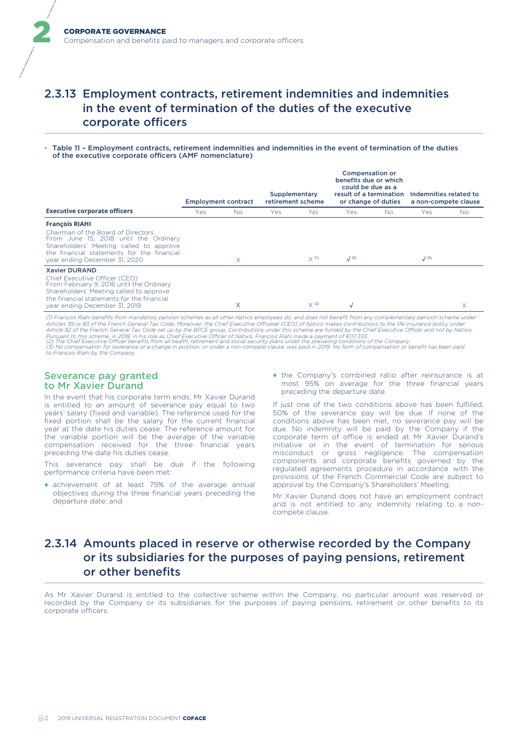## 2.3.13 Employment contracts, retirement indemnities and indemnities in the event of termination of the duties of the executive corporate officers

▸ **Table 11 – Employment contracts, retirement indemnities and indemnities in the event of termination of the duties of the executive corporate officers (AMF nomenclature)**

| Executive corporate officers | Employment contract | | Supplementary retirement scheme | | Compensation or benefits due or which could be due as a result of a termination or change of duties | | Indemnities related to a non-compete clause | |
|---|---|---|---|---|---|---|---|---|
| | Yes | No | Yes | No | Yes | No | Yes | No |
| **François RIAHI**<br>Chairman of the Board of Directors From June 15, 2018 until the Ordinary Shareholders' Meeting called to approve the financial statements for the financial year ending December 31, 2020 | | X | | X (1) | √ (3) | | √ (3) | |
| **Xavier DURAND**<br>Chief Executive Officer (CEO) From February 9, 2016 until the Ordinary Shareholders' Meeting called to approve the financial statements for the financial year ending December 31, 2019 | | X | | X (2) | √ | | | X |

*(1) François Riahi benefits from mandatory pension schemes as all other Natixis employees do, and does not benefit from any complementary pension scheme under Articles 39 or 83 of the French General Tax Code. Moreover, the Chief Executive Officerer (CEO) of Natixis makes contributions to the life insurance policy under Article 82 of the French General Tax Code set up by the BPCE group. Contributions under this scheme are funded by the Chief Executive Officer and not by Natixis. Pursuant to this scheme, in 2018, in his role as Chief Executive Officer of Natixis, François Riahi made a payment of €117,333.*
*(2) The Chief Executive Officer benefits from all health, retirement and social security plans under the prevailing conditions of the Company.*
*(3) No compensation for severance or a change in position, or under a non-compete clause, was paid in 2019. No form of compensation or benefit has been paid to François Riahi by the Company.*

### Severance pay granted to Mr Xavier Durand

In the event that his corporate term ends, Mr Xavier Durand is entitled to an amount of severance pay equal to two years' salary (fixed and variable). The reference used for the fixed portion shall be the salary for the current financial year at the date his duties cease. The reference amount for the variable portion will be the average of the variable compensation received for the three financial years preceding the date his duties cease.

This severance pay shall be due if the following performance criteria have been met:

- achievement of at least 75% of the average annual objectives during the three financial years preceding the departure date; and
- the Company's combined ratio after reinsurance is at most 95% on average for the three financial years preceding the departure date.

If just one of the two conditions above has been fulfilled, 50% of the severance pay will be due. If none of the conditions above has been met, no severance pay will be due. No indemnity will be paid by the Company if the corporate term of office is ended at Mr Xavier Durand's initiative or in the event of termination for serious misconduct or gross negligence. The compensation components and corporate benefits governed by the regulated agreements procedure in accordance with the provisions of the French Commercial Code are subject to approval by the Company's Shareholders' Meeting.

Mr Xavier Durand does not have an employment contract and is not entitled to any indemnity relating to a non-compete clause.

## 2.3.14 Amounts placed in reserve or otherwise recorded by the Company or its subsidiaries for the purposes of paying pensions, retirement or other benefits

As Mr Xavier Durand is entitled to the collective scheme within the Company, no particular amount was reserved or recorded by the Company or its subsidiaries for the purposes of paying pensions, retirement or other benefits to its corporate officers.